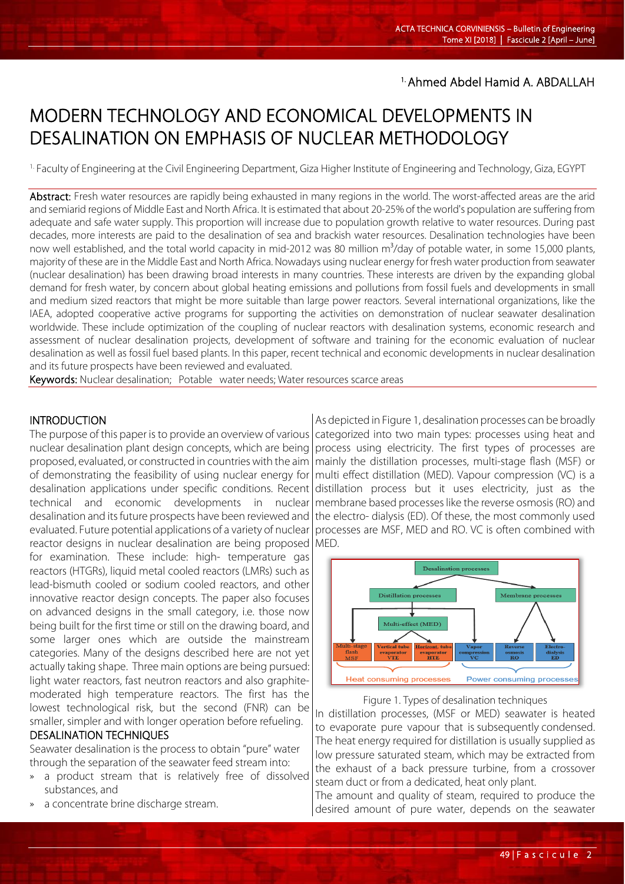[1.] Ahmed Abdel Hamid A. ABDALLAH

# MODERN TECHNOLOGY AND ECONOMICAL DEVELOPMENTS IN DESALINATION ON EMPHASIS OF NUCLEAR METHODOLOGY

[1.] Faculty of Engineering at the Civil Engineering Department, Giza Higher Institute of Engineering and Technology, Giza, EGYPT

**Abstract:** Fresh water resources are rapidly being exhausted in many regions in the world. The worst-affected areas are the arid and semiarid regions of Middle East and North Africa. It is estimated that about 20-25% of the world's population are suffering from adequate and safe water supply. This proportion will increase due to population growth relative to water resources. During past decades, more interests are paid to the desalination of sea and brackish water resources. Desalination technologies have been now well established, and the total world capacity in mid-2012 was 80 million $m^3$/day of potable water, in some 15,000 plants, majority of these are in the Middle East and North Africa. Nowadays using nuclear energy for fresh water production from seawater (nuclear desalination) has been drawing broad interests in many countries. These interests are driven by the expanding global demand for fresh water, by concern about global heating emissions and pollutions from fossil fuels and developments in small and medium sized reactors that might be more suitable than large power reactors. Several international organizations, like the IAEA, adopted cooperative active programs for supporting the activities on demonstration of nuclear seawater desalination worldwide. These include optimization of the coupling of nuclear reactors with desalination systems, economic research and assessment of nuclear desalination projects, development of software and training for the economic evaluation of nuclear desalination as well as fossil fuel based plants. In this paper, recent technical and economic developments in nuclear desalination and its future prospects have been reviewed and evaluated.

**Keywords:** Nuclear desalination; Potable water needs; Water resources scarce areas

## INTRODUCTION

The purpose of this paper is to provide an overview of various nuclear desalination plant design concepts, which are being proposed, evaluated, or constructed in countries with the aim of demonstrating the feasibility of using nuclear energy for desalination applications under specific conditions. Recent technical and economic developments in nuclear desalination and its future prospects have been reviewed and evaluated. Future potential applications of a variety of nuclear reactor designs in nuclear desalination are being proposed for examination. These include: high- temperature gas reactors (HTGRs), liquid metal cooled reactors (LMRs) such as lead-bismuth cooled or sodium cooled reactors, and other innovative reactor design concepts. The paper also focuses on advanced designs in the small category, i.e. those now being built for the first time or still on the drawing board, and some larger ones which are outside the mainstream categories. Many of the designs described here are not yet actually taking shape. Three main options are being pursued: light water reactors, fast neutron reactors and also graphite-moderated high temperature reactors. The first has the lowest technological risk, but the second (FNR) can be smaller, simpler and with longer operation before refueling.

## DESALINATION TECHNIQUES

Seawater desalination is the process to obtain "pure" water through the separation of the seawater feed stream into:

- a product stream that is relatively free of dissolved substances, and
- a concentrate brine discharge stream.

As depicted in Figure 1, desalination processes can be broadly categorized into two main types: processes using heat and process using electricity. The first types of processes are mainly the distillation processes, multi-stage flash (MSF) or multi effect distillation (MED). Vapour compression (VC) is a distillation process but it uses electricity, just as the membrane based processes like the reverse osmosis (RO) and the electro- dialysis (ED). Of these, the most commonly used processes are MSF, MED and RO. VC is often combined with MED.

Figure 1. Types of desalination techniques

In distillation processes, (MSF or MED) seawater is heated to evaporate pure vapour that is subsequently condensed. The heat energy required for distillation is usually supplied as low pressure saturated steam, which may be extracted from the exhaust of a back pressure turbine, from a crossover steam duct or from a dedicated, heat only plant.

The amount and quality of steam, required to produce the desired amount of pure water, depends on the seawater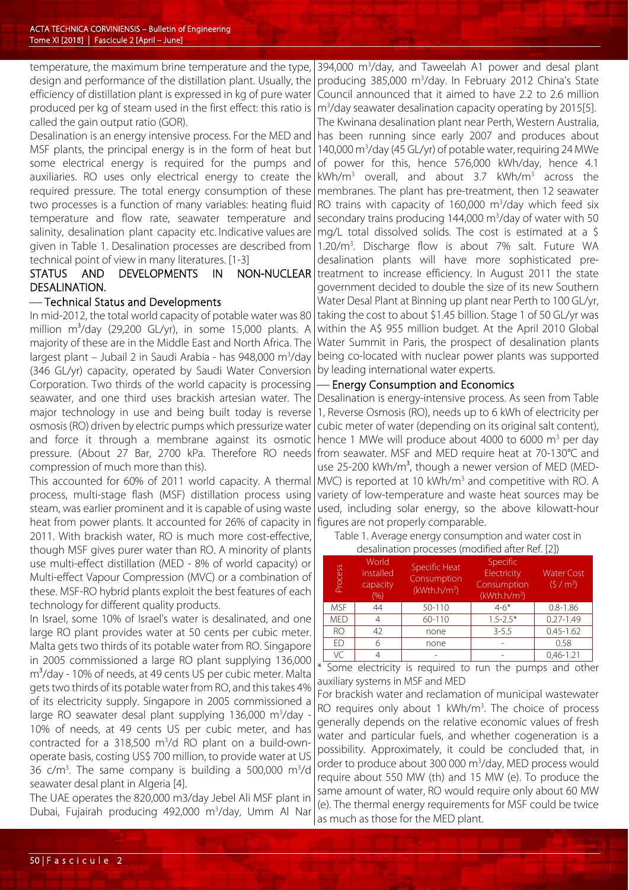temperature, the maximum brine temperature and the type, design and performance of the distillation plant. Usually, the efficiency of distillation plant is expressed in kg of pure water produced per kg of steam used in the first effect: this ratio is called the gain output ratio (GOR).

Desalination is an energy intensive process. For the MED and MSF plants, the principal energy is in the form of heat but some electrical energy is required for the pumps and auxiliaries. RO uses only electrical energy to create the required pressure. The total energy consumption of these two processes is a function of many variables: heating fluid temperature and flow rate, seawater temperature and salinity, desalination plant capacity etc. Indicative values are given in Table 1. Desalination processes are described from technical point of view in many literatures. [1-3]

## STATUS AND DEVELOPMENTS IN NON-NUCLEAR DESALINATION.

### — Technical Status and Developments

In mid-2012, the total world capacity of potable water was 80 million $m^3$/day (29,200 GL/yr), in some 15,000 plants. A majority of these are in the Middle East and North Africa. The largest plant – Jubail 2 in Saudi Arabia - has 948,000 $m^3$/day (346 GL/yr) capacity, operated by Saudi Water Conversion Corporation. Two thirds of the world capacity is processing seawater, and one third uses brackish artesian water. The major technology in use and being built today is reverse osmosis (RO) driven by electric pumps which pressurize water and force it through a membrane against its osmotic pressure. (About 27 Bar, 2700 kPa. Therefore RO needs compression of much more than this).

This accounted for 60% of 2011 world capacity. A thermal process, multi-stage flash (MSF) distillation process using steam, was earlier prominent and it is capable of using waste heat from power plants. It accounted for 26% of capacity in 2011. With brackish water, RO is much more cost-effective, though MSF gives purer water than RO. A minority of plants use multi-effect distillation (MED - 8% of world capacity) or Multi-effect Vapour Compression (MVC) or a combination of these. MSF-RO hybrid plants exploit the best features of each technology for different quality products.

In Israel, some 10% of Israel's water is desalinated, and one large RO plant provides water at 50 cents per cubic meter. Malta gets two thirds of its potable water from RO. Singapore in 2005 commissioned a large RO plant supplying 136,000 $m^3$/day - 10% of needs, at 49 cents US per cubic meter. Malta gets two thirds of its potable water from RO, and this takes 4% of its electricity supply. Singapore in 2005 commissioned a large RO seawater desal plant supplying 136,000 $m^3$/day - 10% of needs, at 49 cents US per cubic meter, and has contracted for a 318,500 $m^3$/d RO plant on a build-own-operate basis, costing US$ 700 million, to provide water at US 36 c/$m^3$. The same company is building a 500,000 $m^3$/d seawater desal plant in Algeria [4].

The UAE operates the 820,000 m3/day Jebel Ali MSF plant in Dubai, Fujairah producing 492,000 $m^3$/day, Umm Al Nar 394,000 $m^3$/day, and Taweelah A1 power and desal plant producing 385,000 $m^3$/day. In February 2012 China's State Council announced that it aimed to have 2.2 to 2.6 million $m^3$/day seawater desalination capacity operating by 2015[5].

The Kwinana desalination plant near Perth, Western Australia, has been running since early 2007 and produces about 140,000 $m^3$/day (45 GL/yr) of potable water, requiring 24 MWe of power for this, hence 576,000 kWh/day, hence 4.1 kWh/$m^3$ overall, and about 3.7 kWh/$m^3$ across the membranes. The plant has pre-treatment, then 12 seawater RO trains with capacity of 160,000 $m^3$/day which feed six secondary trains producing 144,000 $m^3$/day of water with 50 mg/L total dissolved solids. The cost is estimated at a $ 1.20/$m^3$. Discharge flow is about 7% salt. Future WA desalination plants will have more sophisticated pre-treatment to increase efficiency. In August 2011 the state government decided to double the size of its new Southern Water Desal Plant at Binning up plant near Perth to 100 GL/yr, taking the cost to about $1.45 billion. Stage 1 of 50 GL/yr was within the A$ 955 million budget. At the April 2010 Global Water Summit in Paris, the prospect of desalination plants being co-located with nuclear power plants was supported by leading international water experts.

### — Energy Consumption and Economics

Desalination is energy-intensive process. As seen from Table 1, Reverse Osmosis (RO), needs up to 6 kWh of electricity per cubic meter of water (depending on its original salt content), hence 1 MWe will produce about 4000 to 6000 $m^3$ per day from seawater. MSF and MED require heat at 70-130°C and use 25-200 kWh/$m^3$, though a newer version of MED (MED-MVC) is reported at 10 kWh/$m^3$ and competitive with RO. A variety of low-temperature and waste heat sources may be used, including solar energy, so the above kilowatt-hour figures are not properly comparable.

Table 1. Average energy consumption and water cost in desalination processes (modified after Ref. [2])

| Process | World installed capacity (%) | Specific Heat Consumption (kWth.h/$m^3$) | Specific Electricity Consumption (kWth.h/$m^3$) | Water Cost ($ / $m^3$) |
|---|---|---|---|---|
| MSF | 44 | 50-110 | 4-6* | 0.8-1.86 |
| MED | 4 | 60-110 | 1.5-2.5* | 0.27-1.49 |
| RO | 42 | none | 3-5.5 | 0.45-1.62 |
| ED | 6 | none | - | 0.58 |
| VC | 4 | - | - | 0,46-1.21 |

* Some electricity is required to run the pumps and other auxiliary systems in MSF and MED

For brackish water and reclamation of municipal wastewater RO requires only about 1 kWh/$m^3$. The choice of process generally depends on the relative economic values of fresh water and particular fuels, and whether cogeneration is a possibility. Approximately, it could be concluded that, in order to produce about 300 000 $m^3$/day, MED process would require about 550 MW (th) and 15 MW (e). To produce the same amount of water, RO would require only about 60 MW (e). The thermal energy requirements for MSF could be twice as much as those for the MED plant.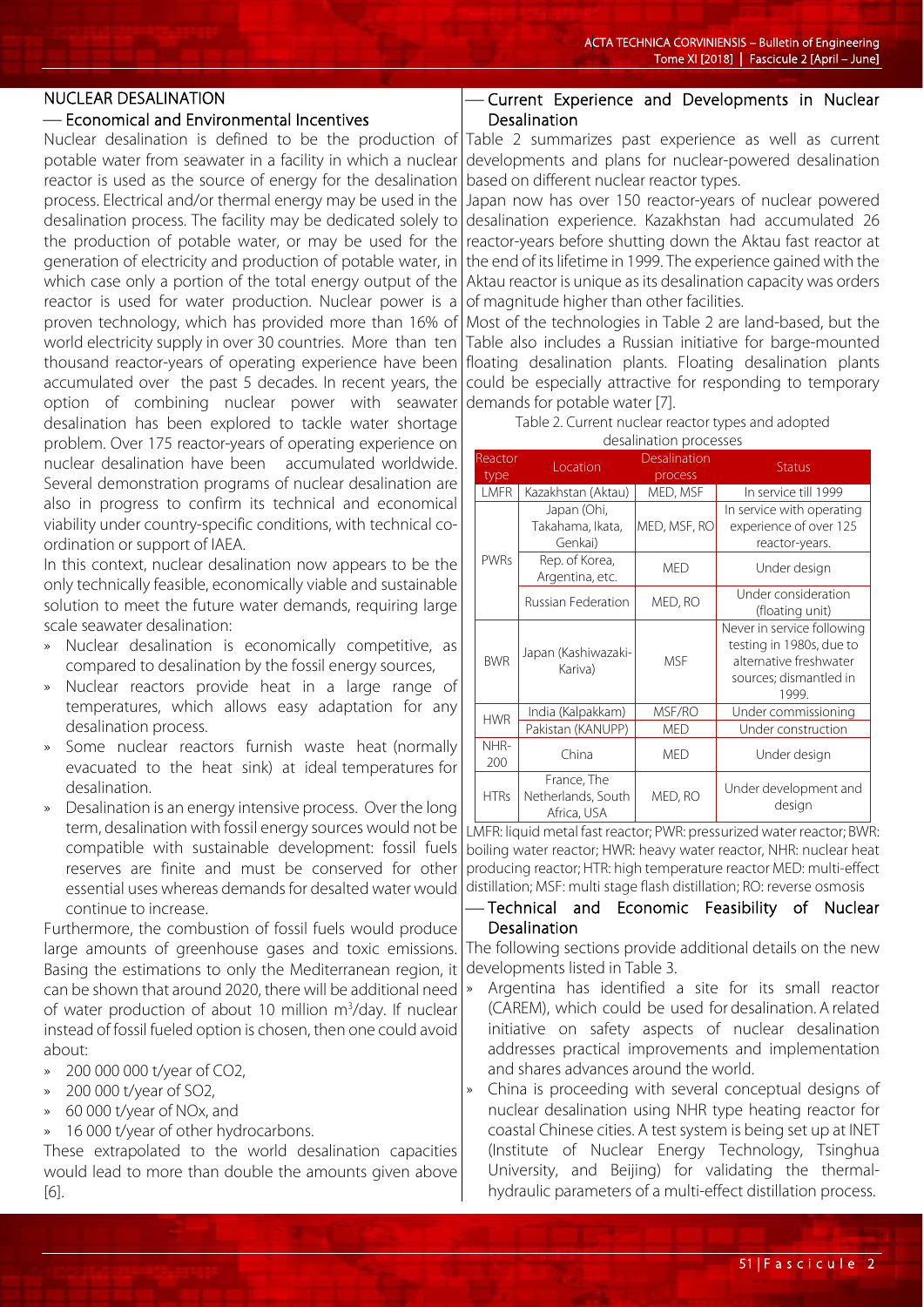## NUCLEAR DESALINATION

### — Economical and Environmental Incentives

Nuclear desalination is defined to be the production of potable water from seawater in a facility in which a nuclear reactor is used as the source of energy for the desalination process. Electrical and/or thermal energy may be used in the desalination process. The facility may be dedicated solely to the production of potable water, or may be used for the generation of electricity and production of potable water, in which case only a portion of the total energy output of the reactor is used for water production. Nuclear power is a proven technology, which has provided more than 16% of world electricity supply in over 30 countries. More than ten thousand reactor-years of operating experience have been accumulated over the past 5 decades. In recent years, the option of combining nuclear power with seawater desalination has been explored to tackle water shortage problem. Over 175 reactor-years of operating experience on nuclear desalination have been accumulated worldwide. Several demonstration programs of nuclear desalination are also in progress to confirm its technical and economical viability under country-specific conditions, with technical co-ordination or support of IAEA.

In this context, nuclear desalination now appears to be the only technically feasible, economically viable and sustainable solution to meet the future water demands, requiring large scale seawater desalination:

- Nuclear desalination is economically competitive, as compared to desalination by the fossil energy sources,
- Nuclear reactors provide heat in a large range of temperatures, which allows easy adaptation for any desalination process.
- Some nuclear reactors furnish waste heat (normally evacuated to the heat sink) at ideal temperatures for desalination.
- Desalination is an energy intensive process. Over the long term, desalination with fossil energy sources would not be compatible with sustainable development: fossil fuels reserves are finite and must be conserved for other essential uses whereas demands for desalted water would continue to increase.

Furthermore, the combustion of fossil fuels would produce large amounts of greenhouse gases and toxic emissions. Basing the estimations to only the Mediterranean region, it can be shown that around 2020, there will be additional need of water production of about 10 million $m^3$/day. If nuclear instead of fossil fueled option is chosen, then one could avoid about:

- 200 000 000 t/year of $CO_2$,
- 200 000 t/year of $SO_2$,
- 60 000 t/year of $NO_x$, and
- 16 000 t/year of other hydrocarbons.

These extrapolated to the world desalination capacities would lead to more than double the amounts given above [6].

### — Current Experience and Developments in Nuclear Desalination

Table 2 summarizes past experience as well as current developments and plans for nuclear-powered desalination based on different nuclear reactor types.

Japan now has over 150 reactor-years of nuclear powered desalination experience. Kazakhstan had accumulated 26 reactor-years before shutting down the Aktau fast reactor at the end of its lifetime in 1999. The experience gained with the Aktau reactor is unique as its desalination capacity was orders of magnitude higher than other facilities.

Most of the technologies in Table 2 are land-based, but the Table also includes a Russian initiative for barge-mounted floating desalination plants. Floating desalination plants could be especially attractive for responding to temporary demands for potable water [7].

Table 2. Current nuclear reactor types and adopted desalination processes

| Reactor type | Location | Desalination process | Status |
|---|---|---|---|
| LMFR | Kazakhstan (Aktau) | MED, MSF | In service till 1999 |
| PWRs | Japan (Ohi, Takahama, Ikata, Genkai) | MED, MSF, RO | In service with operating experience of over 125 reactor-years. |
| | Rep. of Korea, Argentina, etc. | MED | Under design |
| | Russian Federation | MED, RO | Under consideration (floating unit) |
| BWR | Japan (Kashiwazaki-Kariva) | MSF | Never in service following testing in 1980s, due to alternative freshwater sources; dismantled in 1999. |
| HWR | India (Kalpakkam) | MSF/RO | Under commissioning |
| | Pakistan (KANUPP) | MED | Under construction |
| NHR-200 | China | MED | Under design |
| HTRs | France, The Netherlands, South Africa, USA | MED, RO | Under development and design |

LMFR: liquid metal fast reactor; PWR: pressurized water reactor; BWR: boiling water reactor; HWR: heavy water reactor, NHR: nuclear heat producing reactor; HTR: high temperature reactor MED: multi-effect distillation; MSF: multi stage flash distillation; RO: reverse osmosis

### — Technical and Economic Feasibility of Nuclear Desalination

The following sections provide additional details on the new developments listed in Table 3.

- Argentina has identified a site for its small reactor (CAREM), which could be used for desalination. A related initiative on safety aspects of nuclear desalination addresses practical improvements and implementation and shares advances around the world.
- China is proceeding with several conceptual designs of nuclear desalination using NHR type heating reactor for coastal Chinese cities. A test system is being set up at INET (Institute of Nuclear Energy Technology, Tsinghua University, and Beijing) for validating the thermal-hydraulic parameters of a multi-effect distillation process.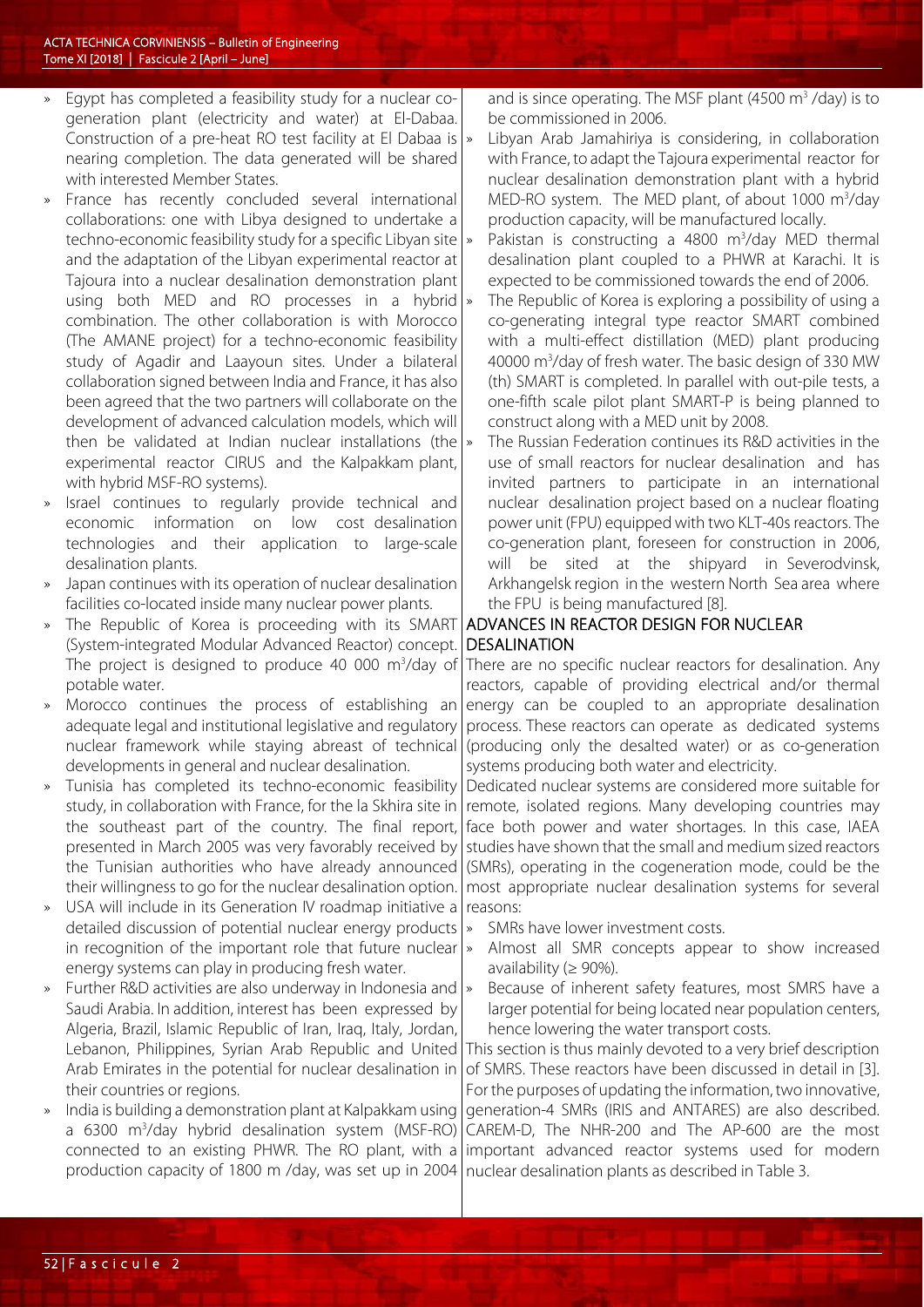- Egypt has completed a feasibility study for a nuclear co-generation plant (electricity and water) at El-Dabaa. Construction of a pre-heat RO test facility at El Dabaa is nearing completion. The data generated will be shared with interested Member States.
- France has recently concluded several international collaborations: one with Libya designed to undertake a techno-economic feasibility study for a specific Libyan site and the adaptation of the Libyan experimental reactor at Tajoura into a nuclear desalination demonstration plant using both MED and RO processes in a hybrid combination. The other collaboration is with Morocco (The AMANE project) for a techno-economic feasibility study of Agadir and Laayoun sites. Under a bilateral collaboration signed between India and France, it has also been agreed that the two partners will collaborate on the development of advanced calculation models, which will then be validated at Indian nuclear installations (the experimental reactor CIRUS and the Kalpakkam plant, with hybrid MSF-RO systems).
- Israel continues to regularly provide technical and economic information on low cost desalination technologies and their application to large-scale desalination plants.
- Japan continues with its operation of nuclear desalination facilities co-located inside many nuclear power plants.
- The Republic of Korea is proceeding with its SMART (System-integrated Modular Advanced Reactor) concept. The project is designed to produce 40 000 $m^3$/day of potable water.
- Morocco continues the process of establishing an adequate legal and institutional legislative and regulatory nuclear framework while staying abreast of technical developments in general and nuclear desalination.
- Tunisia has completed its techno-economic feasibility study, in collaboration with France, for the la Skhira site in the southeast part of the country. The final report, presented in March 2005 was very favorably received by the Tunisian authorities who have already announced their willingness to go for the nuclear desalination option.
- USA will include in its Generation IV roadmap initiative a detailed discussion of potential nuclear energy products in recognition of the important role that future nuclear energy systems can play in producing fresh water.
- Further R&D activities are also underway in Indonesia and Saudi Arabia. In addition, interest has been expressed by Algeria, Brazil, Islamic Republic of Iran, Iraq, Italy, Jordan, Lebanon, Philippines, Syrian Arab Republic and United Arab Emirates in the potential for nuclear desalination in their countries or regions.
- India is building a demonstration plant at Kalpakkam using a 6300 $m^3$/day hybrid desalination system (MSF-RO) connected to an existing PHWR. The RO plant, with a production capacity of 1800 m /day, was set up in 2004 and is since operating. The MSF plant (4500 $m^3$ /day) is to be commissioned in 2006.
- Libyan Arab Jamahiriya is considering, in collaboration with France, to adapt the Tajoura experimental reactor for nuclear desalination demonstration plant with a hybrid MED-RO system. The MED plant, of about 1000 $m^3$/day production capacity, will be manufactured locally.
- Pakistan is constructing a 4800 $m^3$/day MED thermal desalination plant coupled to a PHWR at Karachi. It is expected to be commissioned towards the end of 2006.
- The Republic of Korea is exploring a possibility of using a co-generating integral type reactor SMART combined with a multi-effect distillation (MED) plant producing 40000 $m^3$/day of fresh water. The basic design of 330 MW (th) SMART is completed. In parallel with out-pile tests, a one-fifth scale pilot plant SMART-P is being planned to construct along with a MED unit by 2008.
- The Russian Federation continues its R&D activities in the use of small reactors for nuclear desalination and has invited partners to participate in an international nuclear desalination project based on a nuclear floating power unit (FPU) equipped with two KLT-40s reactors. The co-generation plant, foreseen for construction in 2006, will be sited at the shipyard in Severodvinsk, Arkhangelsk region in the western North Sea area where the FPU is being manufactured [8].

## ADVANCES IN REACTOR DESIGN FOR NUCLEAR DESALINATION

There are no specific nuclear reactors for desalination. Any reactors, capable of providing electrical and/or thermal energy can be coupled to an appropriate desalination process. These reactors can operate as dedicated systems (producing only the desalted water) or as co-generation systems producing both water and electricity.

Dedicated nuclear systems are considered more suitable for remote, isolated regions. Many developing countries may face both power and water shortages. In this case, IAEA studies have shown that the small and medium sized reactors (SMRs), operating in the cogeneration mode, could be the most appropriate nuclear desalination systems for several reasons:

- SMRs have lower investment costs.
- Almost all SMR concepts appear to show increased availability (≥ 90%).
- Because of inherent safety features, most SMRS have a larger potential for being located near population centers, hence lowering the water transport costs.

This section is thus mainly devoted to a very brief description of SMRS. These reactors have been discussed in detail in [3]. For the purposes of updating the information, two innovative, generation-4 SMRs (IRIS and ANTARES) are also described. CAREM-D, The NHR-200 and The AP-600 are the most important advanced reactor systems used for modern nuclear desalination plants as described in Table 3.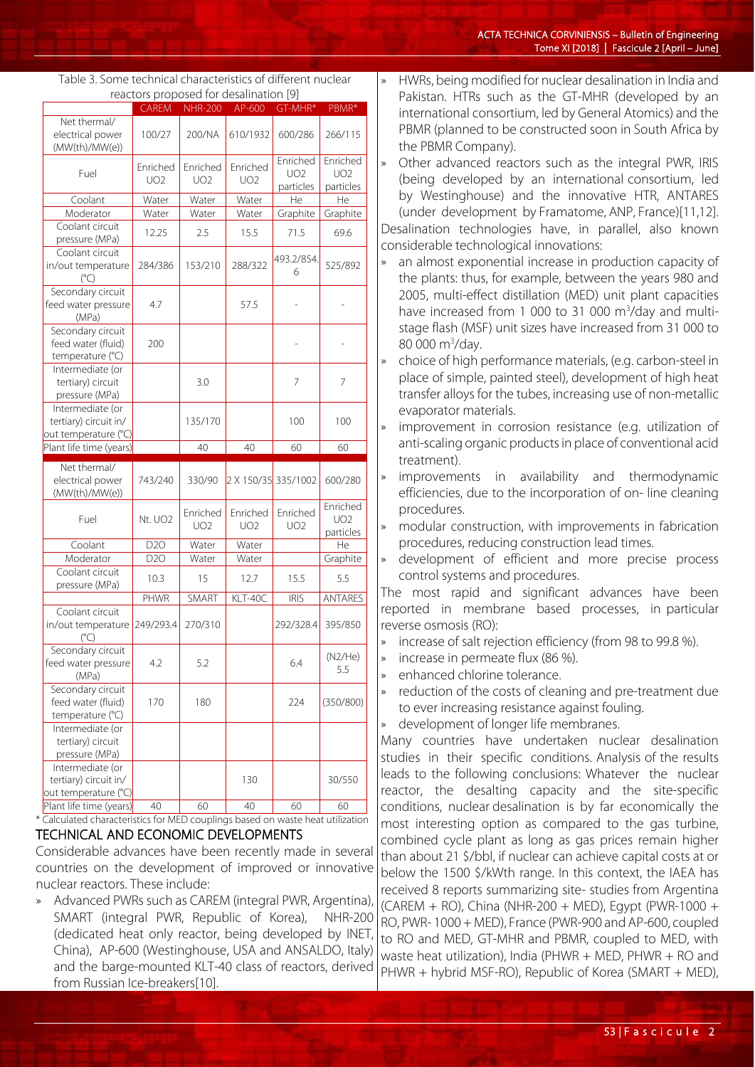Table 3. Some technical characteristics of different nuclear reactors proposed for desalination [9]

| | CAREM | NHR-200 | AP-600 | GT-MHR* | PBMR* |
|---|---|---|---|---|---|
| Net thermal/ electrical power (MW(th)/MW(e)) | 100/27 | 200/NA | 610/1932 | 600/286 | 266/115 |
| Fuel | Enriched $UO_2$ | Enriched $UO_2$ | Enriched $UO_2$ | Enriched $UO_2$ particles | Enriched $UO_2$ particles |
| Coolant | Water | Water | Water | He | He |
| Moderator | Water | Water | Water | Graphite | Graphite |
| Coolant circuit pressure (MPa) | 12.25 | 2.5 | 15.5 | 71.5 | 69.6 |
| Coolant circuit in/out temperature (°C) | 284/386 | 153/210 | 288/322 | 493.2/854.6 | 525/892 |
| Secondary circuit feed water pressure (MPa) | 4.7 | | 57.5 | - | - |
| Secondary circuit feed water (fluid) temperature (°C) | 200 | | | - | - |
| Intermediate (or tertiary) circuit pressure (MPa) | | 3.0 | | 7 | 7 |
| Intermediate (or tertiary) circuit in/ out temperature (°C) | | 135/170 | | 100 | 100 |
| Plant life time (years) | | 40 | 40 | 60 | 60 |
| Net thermal/ electrical power (MW(th)/MW(e)) | 743/240 | 330/90 | 2 X 150/35 | 335/1002 | 600/280 |
| Fuel | Nt. $UO_2$ | Enriched $UO_2$ | Enriched $UO_2$ | Enriched $UO_2$ | Enriched $UO_2$ particles |
| Coolant | $D_2O$ | Water | Water | | He |
| Moderator | $D_2O$ | Water | Water | | Graphite |
| Coolant circuit pressure (MPa) | 10.3 | 15 | 12.7 | 15.5 | 5.5 |
| | PHWR | SMART | KLT-40C | IRIS | ANTARES |
| Coolant circuit in/out temperature (°C) | 249/293.4 | 270/310 | | 292/328.4 | 395/850 |
| Secondary circuit feed water pressure (MPa) | 4.2 | 5.2 | | 6.4 | ($N_2$/He) 5.5 |
| Secondary circuit feed water (fluid) temperature (°C) | 170 | 180 | | 224 | (350/800) |
| Intermediate (or tertiary) circuit pressure (MPa) | | | | | |
| Intermediate (or tertiary) circuit in/ out temperature (°C) | | | 130 | | 30/550 |
| Plant life time (years) | 40 | 60 | 40 | 60 | 60 |

\* Calculated characteristics for MED couplings based on waste heat utilization

## TECHNICAL AND ECONOMIC DEVELOPMENTS

Considerable advances have been recently made in several countries on the development of improved or innovative nuclear reactors. These include:

- Advanced PWRs such as CAREM (integral PWR, Argentina), SMART (integral PWR, Republic of Korea), NHR-200 (dedicated heat only reactor, being developed by INET, China), AP-600 (Westinghouse, USA and ANSALDO, Italy) and the barge-mounted KLT-40 class of reactors, derived from Russian Ice-breakers[10].
- HWRs, being modified for nuclear desalination in India and Pakistan. HTRs such as the GT-MHR (developed by an international consortium, led by General Atomics) and the PBMR (planned to be constructed soon in South Africa by the PBMR Company).
- Other advanced reactors such as the integral PWR, IRIS (being developed by an international consortium, led by Westinghouse) and the innovative HTR, ANTARES (under development by Framatome, ANP, France)[11,12].

Desalination technologies have, in parallel, also known considerable technological innovations:

- an almost exponential increase in production capacity of the plants: thus, for example, between the years 980 and 2005, multi-effect distillation (MED) unit plant capacities have increased from 1 000 to 31 000 $m^3$/day and multi-stage flash (MSF) unit sizes have increased from 31 000 to 80 000 $m^3$/day.
- choice of high performance materials, (e.g. carbon-steel in place of simple, painted steel), development of high heat transfer alloys for the tubes, increasing use of non-metallic evaporator materials.
- improvement in corrosion resistance (e.g. utilization of anti-scaling organic products in place of conventional acid treatment).
- improvements in availability and thermodynamic efficiencies, due to the incorporation of on- line cleaning procedures.
- modular construction, with improvements in fabrication procedures, reducing construction lead times.
- development of efficient and more precise process control systems and procedures.

The most rapid and significant advances have been reported in membrane based processes, in particular reverse osmosis (RO):

- increase of salt rejection efficiency (from 98 to 99.8 %).
- increase in permeate flux (86 %).
- enhanced chlorine tolerance.
- reduction of the costs of cleaning and pre-treatment due to ever increasing resistance against fouling.
- development of longer life membranes.

Many countries have undertaken nuclear desalination studies in their specific conditions. Analysis of the results leads to the following conclusions: Whatever the nuclear reactor, the desalting capacity and the site-specific conditions, nuclear desalination is by far economically the most interesting option as compared to the gas turbine, combined cycle plant as long as gas prices remain higher than about 21 $/bbl, if nuclear can achieve capital costs at or below the 1500 $/kWth range. In this context, the IAEA has received 8 reports summarizing site- studies from Argentina (CAREM + RO), China (NHR-200 + MED), Egypt (PWR-1000 + RO, PWR- 1000 + MED), France (PWR-900 and AP-600, coupled to RO and MED, GT-MHR and PBMR, coupled to MED, with waste heat utilization), India (PHWR + MED, PHWR + RO and PHWR + hybrid MSF-RO), Republic of Korea (SMART + MED),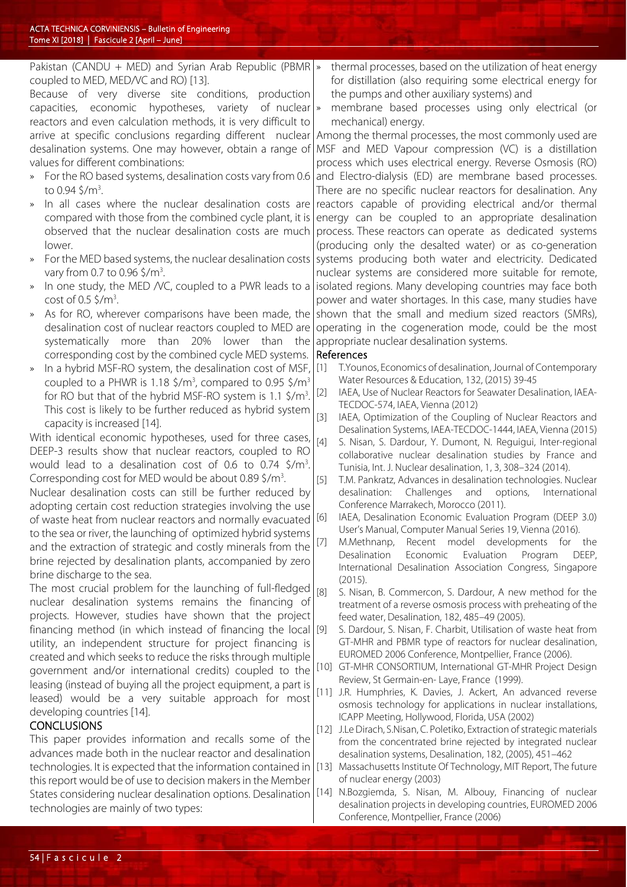Pakistan (CANDU + MED) and Syrian Arab Republic (PBMR coupled to MED, MED/VC and RO) [13].

Because of very diverse site conditions, production capacities, economic hypotheses, variety of nuclear reactors and even calculation methods, it is very difficult to arrive at specific conclusions regarding different nuclear desalination systems. One may however, obtain a range of values for different combinations:

- For the RO based systems, desalination costs vary from 0.6 to 0.94 $/m^3$.
- In all cases where the nuclear desalination costs are compared with those from the combined cycle plant, it is observed that the nuclear desalination costs are much lower.
- For the MED based systems, the nuclear desalination costs vary from 0.7 to 0.96 $/m^3$.
- In one study, the MED /VC, coupled to a PWR leads to a cost of 0.5 $/m^3$.
- As for RO, wherever comparisons have been made, the desalination cost of nuclear reactors coupled to MED are systematically more than 20% lower than the corresponding cost by the combined cycle MED systems.
- In a hybrid MSF-RO system, the desalination cost of MSF, coupled to a PHWR is 1.18 $/m^3$, compared to 0.95 $/m^3$ for RO but that of the hybrid MSF-RO system is 1.1 $/m^3$. This cost is likely to be further reduced as hybrid system capacity is increased [14].

With identical economic hypotheses, used for three cases, DEEP-3 results show that nuclear reactors, coupled to RO would lead to a desalination cost of 0.6 to 0.74 $/m^3$. Corresponding cost for MED would be about 0.89 $/m^3$.

Nuclear desalination costs can still be further reduced by adopting certain cost reduction strategies involving the use of waste heat from nuclear reactors and normally evacuated to the sea or river, the launching of optimized hybrid systems and the extraction of strategic and costly minerals from the brine rejected by desalination plants, accompanied by zero brine discharge to the sea.

The most crucial problem for the launching of full-fledged nuclear desalination systems remains the financing of projects. However, studies have shown that the project financing method (in which instead of financing the local utility, an independent structure for project financing is created and which seeks to reduce the risks through multiple government and/or international credits) coupled to the leasing (instead of buying all the project equipment, a part is leased) would be a very suitable approach for most developing countries [14].

## CONCLUSIONS

This paper provides information and recalls some of the advances made both in the nuclear reactor and desalination technologies. It is expected that the information contained in this report would be of use to decision makers in the Member States considering nuclear desalination options. Desalination technologies are mainly of two types:

- thermal processes, based on the utilization of heat energy for distillation (also requiring some electrical energy for the pumps and other auxiliary systems) and
- membrane based processes using only electrical (or mechanical) energy.

Among the thermal processes, the most commonly used are MSF and MED Vapour compression (VC) is a distillation process which uses electrical energy. Reverse Osmosis (RO) and Electro-dialysis (ED) are membrane based processes. There are no specific nuclear reactors for desalination. Any reactors capable of providing electrical and/or thermal energy can be coupled to an appropriate desalination process. These reactors can operate as dedicated systems (producing only the desalted water) or as co-generation systems producing both water and electricity. Dedicated nuclear systems are considered more suitable for remote, isolated regions. Many developing countries may face both power and water shortages. In this case, many studies have shown that the small and medium sized reactors (SMRs), operating in the cogeneration mode, could be the most appropriate nuclear desalination systems.

## References

[1] T.Younos, Economics of desalination, Journal of Contemporary Water Resources & Education, 132, (2015) 39-45

[2] IAEA, Use of Nuclear Reactors for Seawater Desalination, IAEA-TECDOC-574, IAEA, Vienna (2012)

[3] IAEA, Optimization of the Coupling of Nuclear Reactors and Desalination Systems, IAEA-TECDOC-1444, IAEA, Vienna (2015)

[4] S. Nisan, S. Dardour, Y. Dumont, N. Reguigui, Inter-regional collaborative nuclear desalination studies by France and Tunisia, Int. J. Nuclear desalination, 1, 3, 308–324 (2014).

[5] T.M. Pankratz, Advances in desalination technologies. Nuclear desalination: Challenges and options, International Conference Marrakech, Morocco (2011).

[6] IAEA, Desalination Economic Evaluation Program (DEEP 3.0) User's Manual, Computer Manual Series 19, Vienna (2016).

[7] M.Methnanp, Recent model developments for the Desalination Economic Evaluation Program DEEP, International Desalination Association Congress, Singapore (2015).

[8] S. Nisan, B. Commercon, S. Dardour, A new method for the treatment of a reverse osmosis process with preheating of the feed water, Desalination, 182, 485–49 (2005).

[9] S. Dardour, S. Nisan, F. Charbit, Utilisation of waste heat from GT-MHR and PBMR type of reactors for nuclear desalination, EUROMED 2006 Conference, Montpellier, France (2006).

[10] GT-MHR CONSORTIUM, International GT-MHR Project Design Review, St Germain-en- Laye, France (1999).

[11] J.R. Humphries, K. Davies, J. Ackert, An advanced reverse osmosis technology for applications in nuclear installations, ICAPP Meeting, Hollywood, Florida, USA (2002)

[12] J.Le Dirach, S.Nisan, C. Poletiko, Extraction of strategic materials from the concentrated brine rejected by integrated nuclear desalination systems, Desalination, 182, (2005), 451–462

[13] Massachusetts Institute Of Technology, MIT Report, The future of nuclear energy (2003)

[14] N.Bozgiemda, S. Nisan, M. Albouy, Financing of nuclear desalination projects in developing countries, EUROMED 2006 Conference, Montpellier, France (2006)